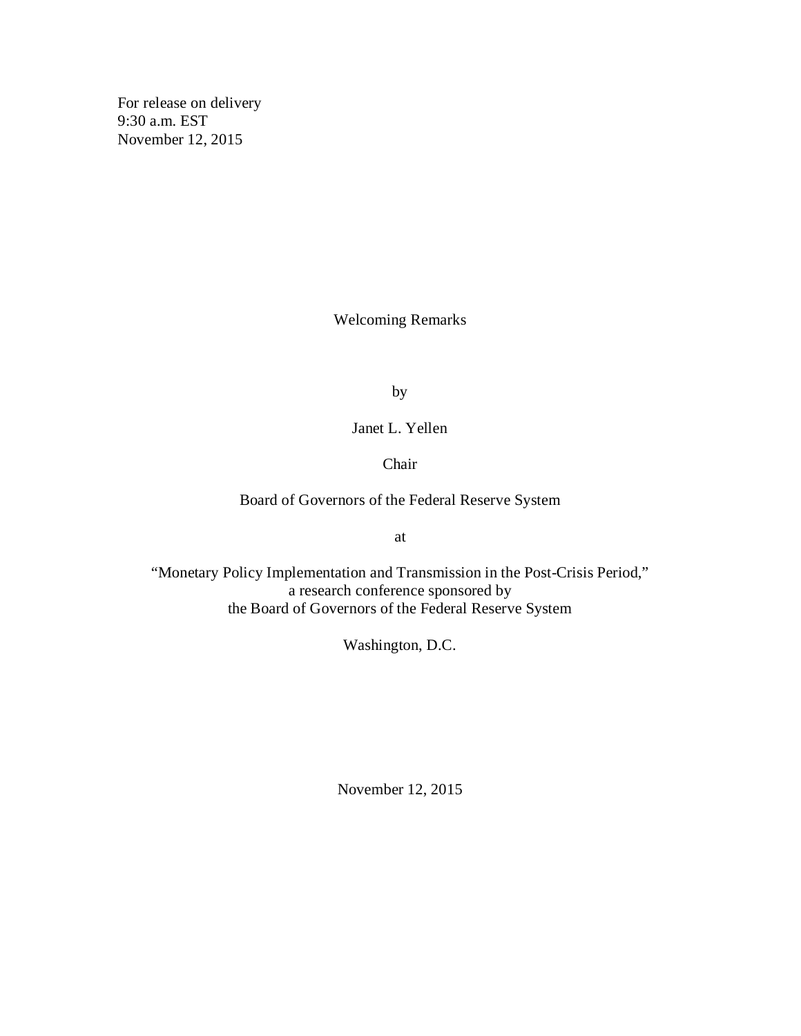For release on delivery
9:30 a.m. EST
November 12, 2015

# Welcoming Remarks

by

Janet L. Yellen

Chair

Board of Governors of the Federal Reserve System

at

"Monetary Policy Implementation and Transmission in the Post-Crisis Period,"
a research conference sponsored by
the Board of Governors of the Federal Reserve System

Washington, D.C.

November 12, 2015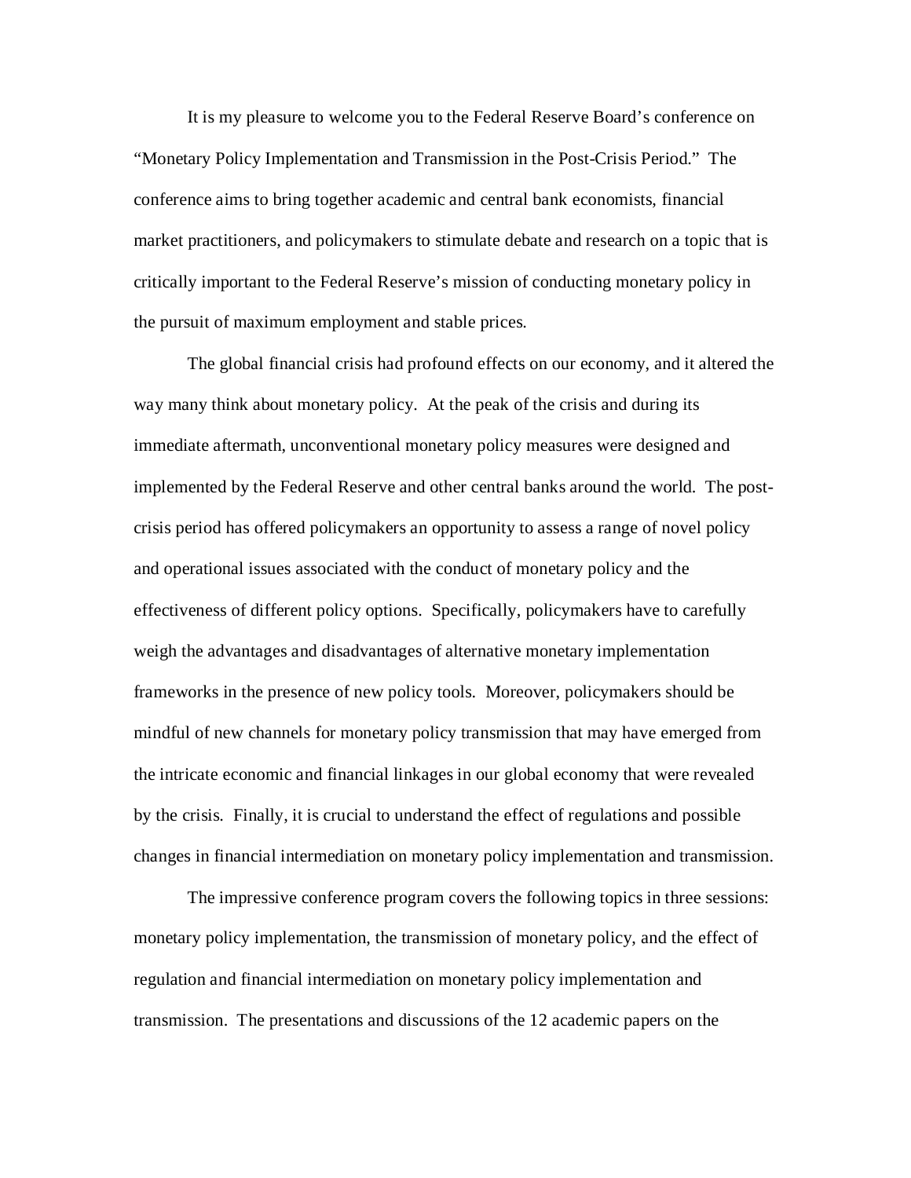It is my pleasure to welcome you to the Federal Reserve Board's conference on "Monetary Policy Implementation and Transmission in the Post-Crisis Period." The conference aims to bring together academic and central bank economists, financial market practitioners, and policymakers to stimulate debate and research on a topic that is critically important to the Federal Reserve's mission of conducting monetary policy in the pursuit of maximum employment and stable prices.

The global financial crisis had profound effects on our economy, and it altered the way many think about monetary policy. At the peak of the crisis and during its immediate aftermath, unconventional monetary policy measures were designed and implemented by the Federal Reserve and other central banks around the world. The post-crisis period has offered policymakers an opportunity to assess a range of novel policy and operational issues associated with the conduct of monetary policy and the effectiveness of different policy options. Specifically, policymakers have to carefully weigh the advantages and disadvantages of alternative monetary implementation frameworks in the presence of new policy tools. Moreover, policymakers should be mindful of new channels for monetary policy transmission that may have emerged from the intricate economic and financial linkages in our global economy that were revealed by the crisis. Finally, it is crucial to understand the effect of regulations and possible changes in financial intermediation on monetary policy implementation and transmission.

The impressive conference program covers the following topics in three sessions: monetary policy implementation, the transmission of monetary policy, and the effect of regulation and financial intermediation on monetary policy implementation and transmission. The presentations and discussions of the 12 academic papers on the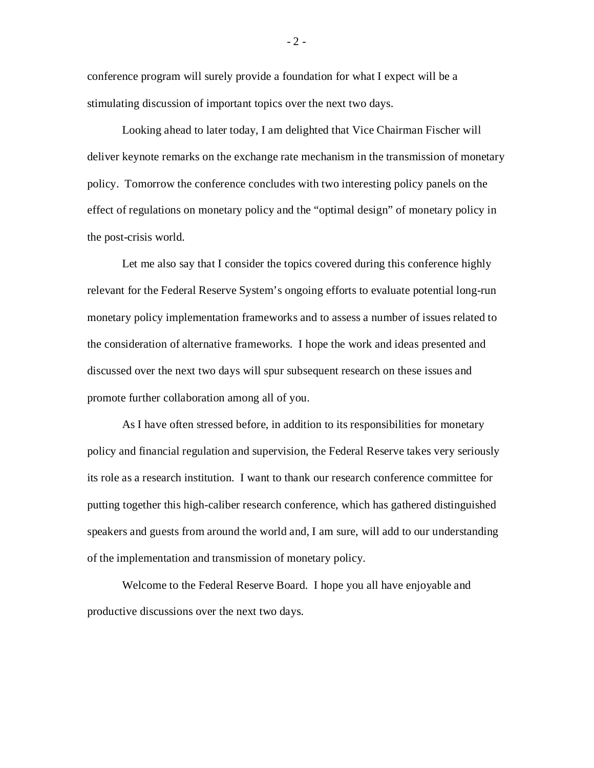conference program will surely provide a foundation for what I expect will be a stimulating discussion of important topics over the next two days.

Looking ahead to later today, I am delighted that Vice Chairman Fischer will deliver keynote remarks on the exchange rate mechanism in the transmission of monetary policy. Tomorrow the conference concludes with two interesting policy panels on the effect of regulations on monetary policy and the "optimal design" of monetary policy in the post-crisis world.

Let me also say that I consider the topics covered during this conference highly relevant for the Federal Reserve System's ongoing efforts to evaluate potential long-run monetary policy implementation frameworks and to assess a number of issues related to the consideration of alternative frameworks. I hope the work and ideas presented and discussed over the next two days will spur subsequent research on these issues and promote further collaboration among all of you.

As I have often stressed before, in addition to its responsibilities for monetary policy and financial regulation and supervision, the Federal Reserve takes very seriously its role as a research institution. I want to thank our research conference committee for putting together this high-caliber research conference, which has gathered distinguished speakers and guests from around the world and, I am sure, will add to our understanding of the implementation and transmission of monetary policy.

Welcome to the Federal Reserve Board. I hope you all have enjoyable and productive discussions over the next two days.